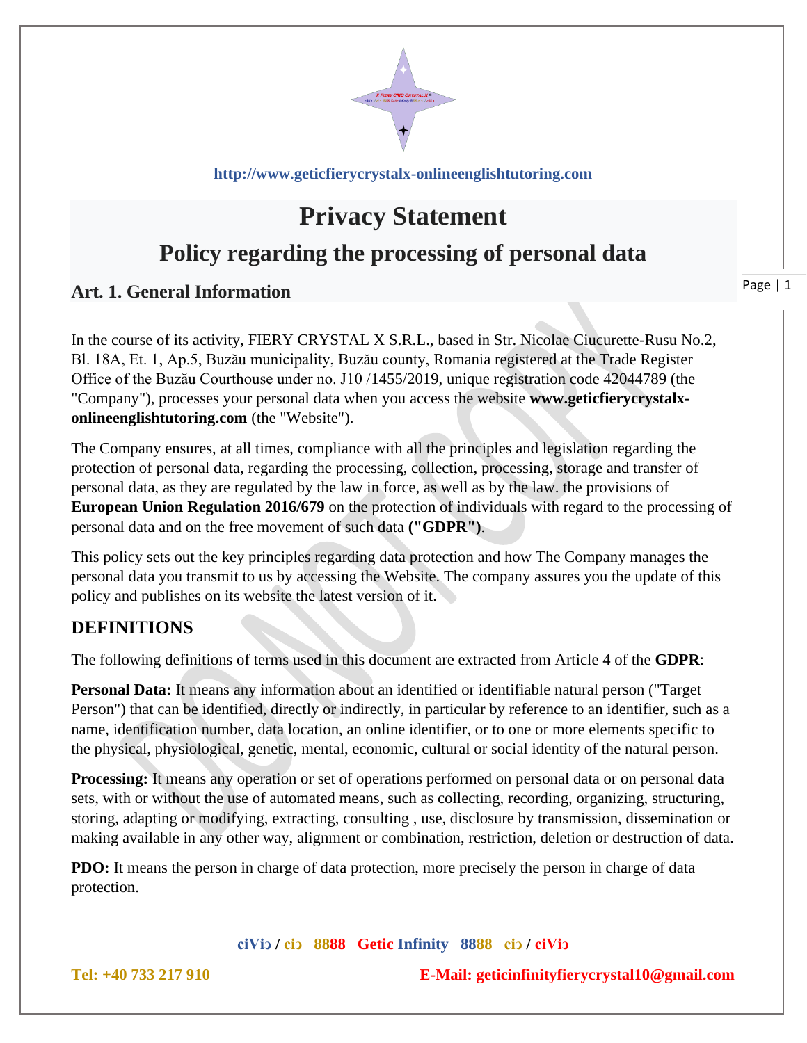http://www.geticfierycrystalx-onlineenglishtutoring.com

# Privacy Statement

## Policy regarding the processing of personal data

### Art. 1. General Information

In the course of its activity, FIERY CRYSTAL X S.R.L., based in Str. Nicolae Ciucurette-Rusu No.2, Bl. 18A, Et. 1, Ap.5, Buzău municipality, Buzău county, Romania registered at the Trade Register Office of the Buzău Courthouse under no. J10 /1455/2019, unique registration code 42044789 (the "Company"), processes your personal data when you access the website **www.geticfierycrystalx-onlineenglishtutoring.com** (the "Website").

The Company ensures, at all times, compliance with all the principles and legislation regarding the protection of personal data, regarding the processing, collection, processing, storage and transfer of personal data, as they are regulated by the law in force, as well as by the law. the provisions of **European Union Regulation 2016/679** on the protection of individuals with regard to the processing of personal data and on the free movement of such data **("GDPR")**.

This policy sets out the key principles regarding data protection and how The Company manages the personal data you transmit to us by accessing the Website. The company assures you the update of this policy and publishes on its website the latest version of it.

### DEFINITIONS

The following definitions of terms used in this document are extracted from Article 4 of the **GDPR**:

**Personal Data:** It means any information about an identified or identifiable natural person ("Target Person") that can be identified, directly or indirectly, in particular by reference to an identifier, such as a name, identification number, data location, an online identifier, or to one or more elements specific to the physical, physiological, genetic, mental, economic, cultural or social identity of the natural person.

**Processing:** It means any operation or set of operations performed on personal data or on personal data sets, with or without the use of automated means, such as collecting, recording, organizing, structuring, storing, adapting or modifying, extracting, consulting , use, disclosure by transmission, dissemination or making available in any other way, alignment or combination, restriction, deletion or destruction of data.

**PDO:** It means the person in charge of data protection, more precisely the person in charge of data protection.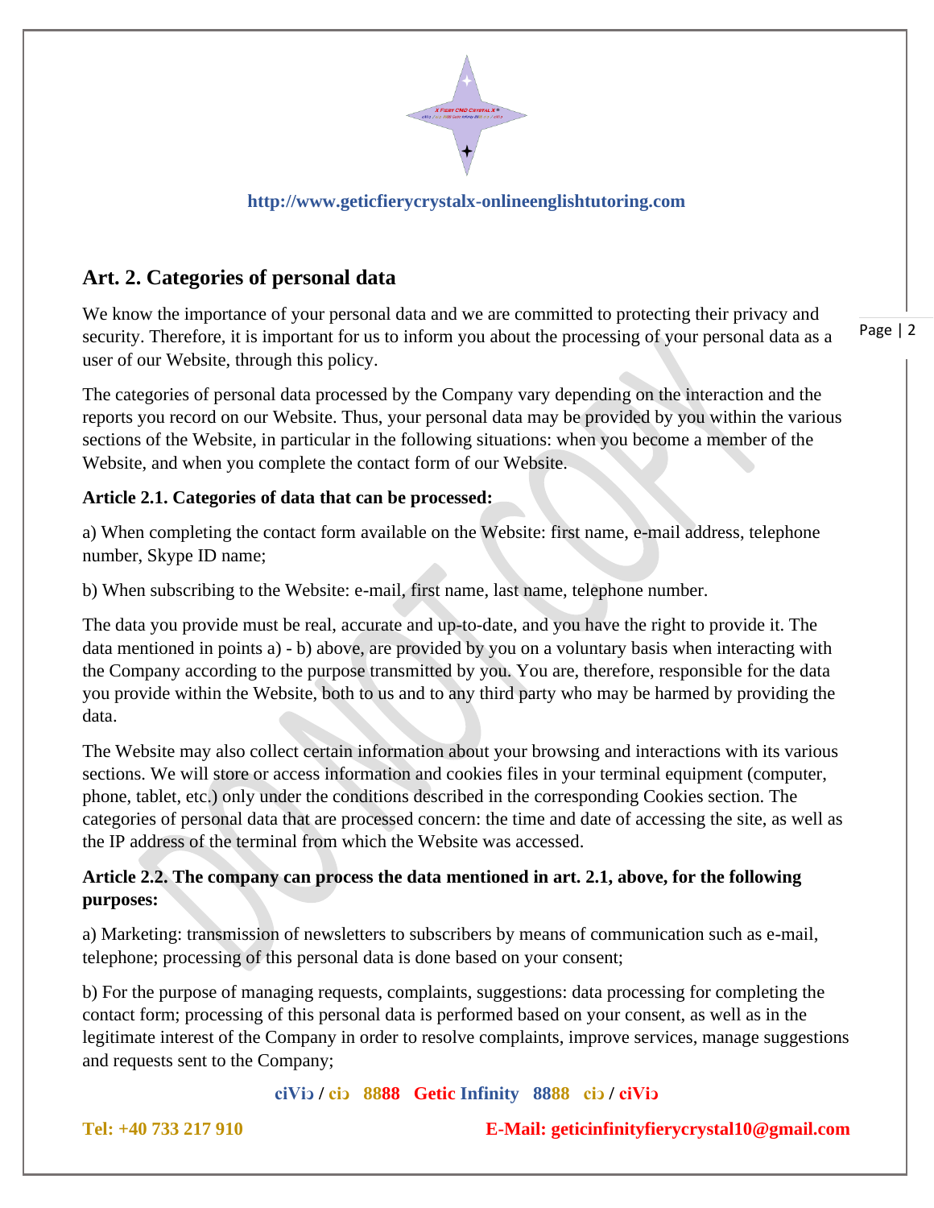## Art. 2. Categories of personal data

We know the importance of your personal data and we are committed to protecting their privacy and security. Therefore, it is important for us to inform you about the processing of your personal data as a user of our Website, through this policy.

The categories of personal data processed by the Company vary depending on the interaction and the reports you record on our Website. Thus, your personal data may be provided by you within the various sections of the Website, in particular in the following situations: when you become a member of the Website, and when you complete the contact form of our Website.

**Article 2.1. Categories of data that can be processed:**

a) When completing the contact form available on the Website: first name, e-mail address, telephone number, Skype ID name;

b) When subscribing to the Website: e-mail, first name, last name, telephone number.

The data you provide must be real, accurate and up-to-date, and you have the right to provide it. The data mentioned in points a) - b) above, are provided by you on a voluntary basis when interacting with the Company according to the purpose transmitted by you. You are, therefore, responsible for the data you provide within the Website, both to us and to any third party who may be harmed by providing the data.

The Website may also collect certain information about your browsing and interactions with its various sections. We will store or access information and cookies files in your terminal equipment (computer, phone, tablet, etc.) only under the conditions described in the corresponding Cookies section. The categories of personal data that are processed concern: the time and date of accessing the site, as well as the IP address of the terminal from which the Website was accessed.

**Article 2.2. The company can process the data mentioned in art. 2.1, above, for the following purposes:**

a) Marketing: transmission of newsletters to subscribers by means of communication such as e-mail, telephone; processing of this personal data is done based on your consent;

b) For the purpose of managing requests, complaints, suggestions: data processing for completing the contact form; processing of this personal data is performed based on your consent, as well as in the legitimate interest of the Company in order to resolve complaints, improve services, manage suggestions and requests sent to the Company;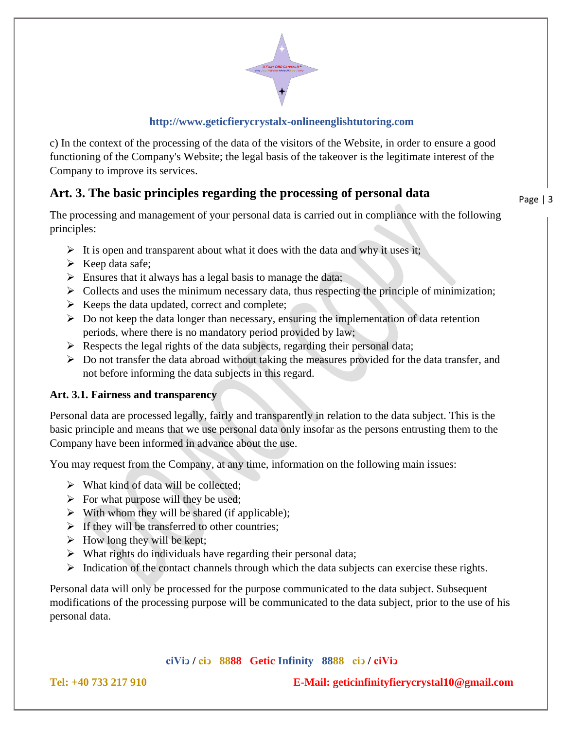c) In the context of the processing of the data of the visitors of the Website, in order to ensure a good functioning of the Company's Website; the legal basis of the takeover is the legitimate interest of the Company to improve its services.

## Art. 3. The basic principles regarding the processing of personal data

The processing and management of your personal data is carried out in compliance with the following principles:

- It is open and transparent about what it does with the data and why it uses it;
- Keep data safe;
- Ensures that it always has a legal basis to manage the data;
- Collects and uses the minimum necessary data, thus respecting the principle of minimization;
- Keeps the data updated, correct and complete;
- Do not keep the data longer than necessary, ensuring the implementation of data retention periods, where there is no mandatory period provided by law;
- Respects the legal rights of the data subjects, regarding their personal data;
- Do not transfer the data abroad without taking the measures provided for the data transfer, and not before informing the data subjects in this regard.

### Art. 3.1. Fairness and transparency

Personal data are processed legally, fairly and transparently in relation to the data subject. This is the basic principle and means that we use personal data only insofar as the persons entrusting them to the Company have been informed in advance about the use.

You may request from the Company, at any time, information on the following main issues:

- What kind of data will be collected;
- For what purpose will they be used;
- With whom they will be shared (if applicable);
- If they will be transferred to other countries;
- How long they will be kept;
- What rights do individuals have regarding their personal data;
- Indication of the contact channels through which the data subjects can exercise these rights.

Personal data will only be processed for the purpose communicated to the data subject. Subsequent modifications of the processing purpose will be communicated to the data subject, prior to the use of his personal data.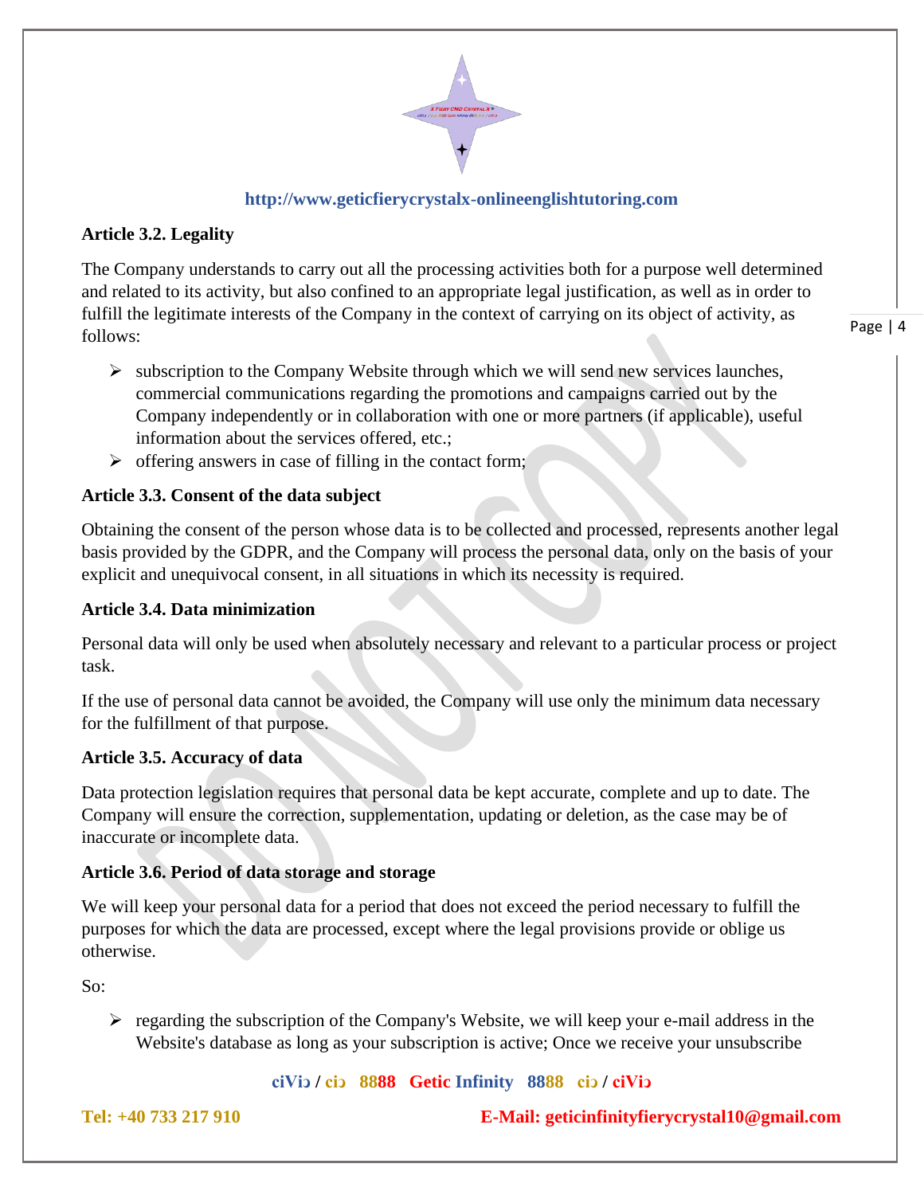### Article 3.2. Legality

The Company understands to carry out all the processing activities both for a purpose well determined and related to its activity, but also confined to an appropriate legal justification, as well as in order to fulfill the legitimate interests of the Company in the context of carrying on its object of activity, as follows:

- subscription to the Company Website through which we will send new services launches, commercial communications regarding the promotions and campaigns carried out by the Company independently or in collaboration with one or more partners (if applicable), useful information about the services offered, etc.;
- offering answers in case of filling in the contact form;

### Article 3.3. Consent of the data subject

Obtaining the consent of the person whose data is to be collected and processed, represents another legal basis provided by the GDPR, and the Company will process the personal data, only on the basis of your explicit and unequivocal consent, in all situations in which its necessity is required.

### Article 3.4. Data minimization

Personal data will only be used when absolutely necessary and relevant to a particular process or project task.

If the use of personal data cannot be avoided, the Company will use only the minimum data necessary for the fulfillment of that purpose.

### Article 3.5. Accuracy of data

Data protection legislation requires that personal data be kept accurate, complete and up to date. The Company will ensure the correction, supplementation, updating or deletion, as the case may be of inaccurate or incomplete data.

### Article 3.6. Period of data storage and storage

We will keep your personal data for a period that does not exceed the period necessary to fulfill the purposes for which the data are processed, except where the legal provisions provide or oblige us otherwise.

So:

- regarding the subscription of the Company's Website, we will keep your e-mail address in the Website's database as long as your subscription is active; Once we receive your unsubscribe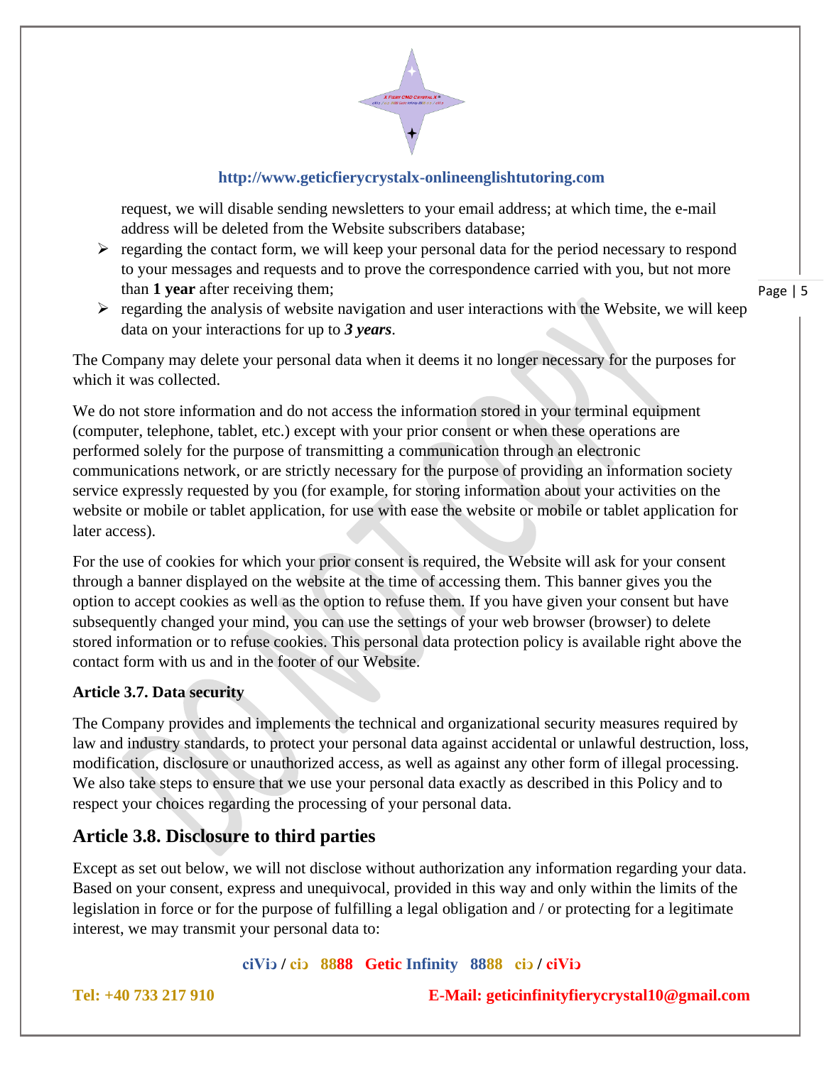request, we will disable sending newsletters to your email address; at which time, the e-mail address will be deleted from the Website subscribers database;

- regarding the contact form, we will keep your personal data for the period necessary to respond to your messages and requests and to prove the correspondence carried with you, but not more than **1 year** after receiving them;
- regarding the analysis of website navigation and user interactions with the Website, we will keep data on your interactions for up to ***3 years***.

The Company may delete your personal data when it deems it no longer necessary for the purposes for which it was collected.

We do not store information and do not access the information stored in your terminal equipment (computer, telephone, tablet, etc.) except with your prior consent or when these operations are performed solely for the purpose of transmitting a communication through an electronic communications network, or are strictly necessary for the purpose of providing an information society service expressly requested by you (for example, for storing information about your activities on the website or mobile or tablet application, for use with ease the website or mobile or tablet application for later access).

For the use of cookies for which your prior consent is required, the Website will ask for your consent through a banner displayed on the website at the time of accessing them. This banner gives you the option to accept cookies as well as the option to refuse them. If you have given your consent but have subsequently changed your mind, you can use the settings of your web browser (browser) to delete stored information or to refuse cookies. This personal data protection policy is available right above the contact form with us and in the footer of our Website.

**Article 3.7. Data security**

The Company provides and implements the technical and organizational security measures required by law and industry standards, to protect your personal data against accidental or unlawful destruction, loss, modification, disclosure or unauthorized access, as well as against any other form of illegal processing. We also take steps to ensure that we use your personal data exactly as described in this Policy and to respect your choices regarding the processing of your personal data.

## Article 3.8. Disclosure to third parties

Except as set out below, we will not disclose without authorization any information regarding your data. Based on your consent, express and unequivocal, provided in this way and only within the limits of the legislation in force or for the purpose of fulfilling a legal obligation and / or protecting for a legitimate interest, we may transmit your personal data to: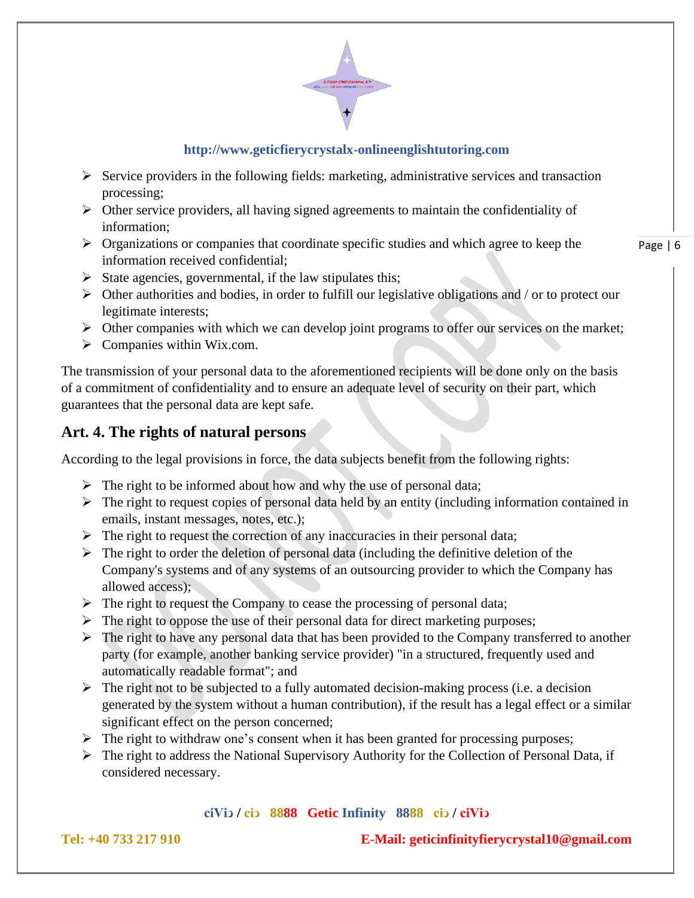- Service providers in the following fields: marketing, administrative services and transaction processing;
- Other service providers, all having signed agreements to maintain the confidentiality of information;
- Organizations or companies that coordinate specific studies and which agree to keep the information received confidential;
- State agencies, governmental, if the law stipulates this;
- Other authorities and bodies, in order to fulfill our legislative obligations and / or to protect our legitimate interests;
- Other companies with which we can develop joint programs to offer our services on the market;
- Companies within Wix.com.

The transmission of your personal data to the aforementioned recipients will be done only on the basis of a commitment of confidentiality and to ensure an adequate level of security on their part, which guarantees that the personal data are kept safe.

## Art. 4. The rights of natural persons

According to the legal provisions in force, the data subjects benefit from the following rights:

- The right to be informed about how and why the use of personal data;
- The right to request copies of personal data held by an entity (including information contained in emails, instant messages, notes, etc.);
- The right to request the correction of any inaccuracies in their personal data;
- The right to order the deletion of personal data (including the definitive deletion of the Company's systems and of any systems of an outsourcing provider to which the Company has allowed access);
- The right to request the Company to cease the processing of personal data;
- The right to oppose the use of their personal data for direct marketing purposes;
- The right to have any personal data that has been provided to the Company transferred to another party (for example, another banking service provider) "in a structured, frequently used and automatically readable format"; and
- The right not to be subjected to a fully automated decision-making process (i.e. a decision generated by the system without a human contribution), if the result has a legal effect or a similar significant effect on the person concerned;
- The right to withdraw one's consent when it has been granted for processing purposes;
- The right to address the National Supervisory Authority for the Collection of Personal Data, if considered necessary.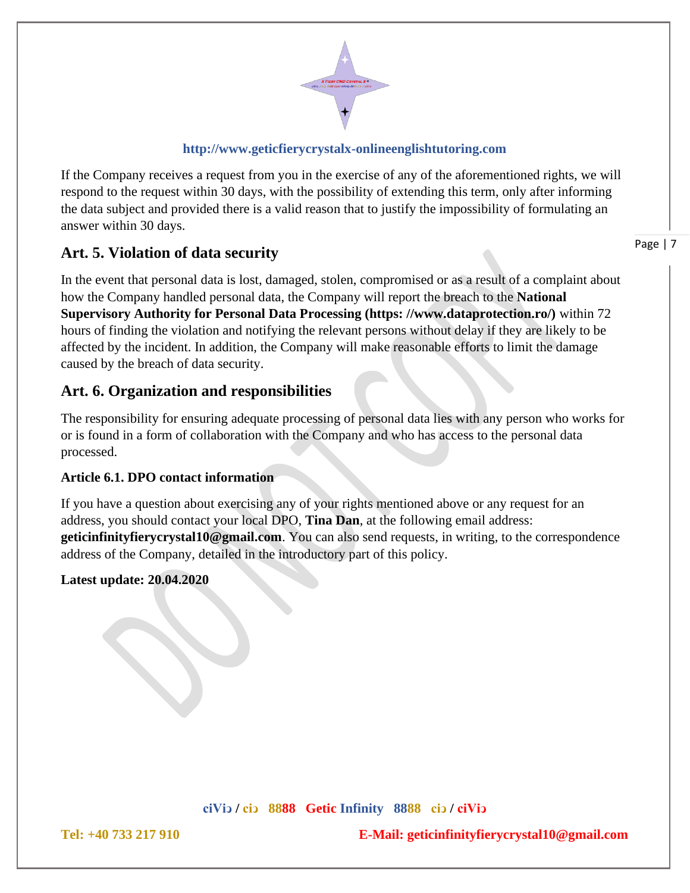If the Company receives a request from you in the exercise of any of the aforementioned rights, we will respond to the request within 30 days, with the possibility of extending this term, only after informing the data subject and provided there is a valid reason that to justify the impossibility of formulating an answer within 30 days.

## Art. 5. Violation of data security

In the event that personal data is lost, damaged, stolen, compromised or as a result of a complaint about how the Company handled personal data, the Company will report the breach to the **National Supervisory Authority for Personal Data Processing (https: //www.dataprotection.ro/)** within 72 hours of finding the violation and notifying the relevant persons without delay if they are likely to be affected by the incident. In addition, the Company will make reasonable efforts to limit the damage caused by the breach of data security.

## Art. 6. Organization and responsibilities

The responsibility for ensuring adequate processing of personal data lies with any person who works for or is found in a form of collaboration with the Company and who has access to the personal data processed.

### Article 6.1. DPO contact information

If you have a question about exercising any of your rights mentioned above or any request for an address, you should contact your local DPO, **Tina Dan**, at the following email address: **geticinfinityfierycrystal10@gmail.com**. You can also send requests, in writing, to the correspondence address of the Company, detailed in the introductory part of this policy.

**Latest update: 20.04.2020**